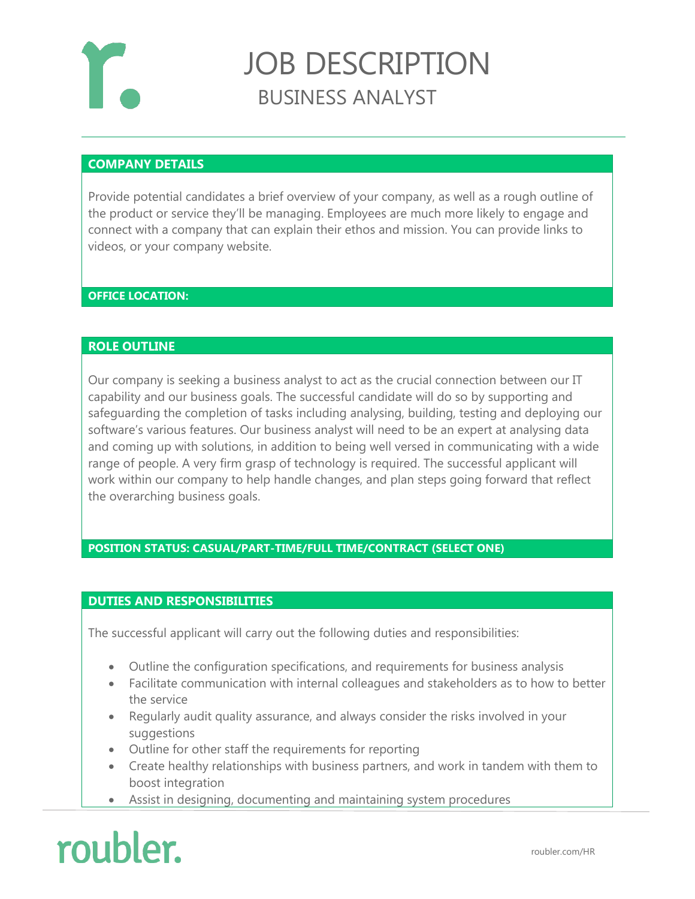# JOB DESCRIPTION

## BUSINESS ANALYST

### COMPANY DETAILS

Provide potential candidates a brief overview of your company, as well as a rough outline of the product or service they'll be managing. Employees are much more likely to engage and connect with a company that can explain their ethos and mission. You can provide links to videos, or your company website.

**OFFICE LOCATION:**

### ROLE OUTLINE

Our company is seeking a business analyst to act as the crucial connection between our IT capability and our business goals. The successful candidate will do so by supporting and safeguarding the completion of tasks including analysing, building, testing and deploying our software's various features. Our business analyst will need to be an expert at analysing data and coming up with solutions, in addition to being well versed in communicating with a wide range of people. A very firm grasp of technology is required. The successful applicant will work within our company to help handle changes, and plan steps going forward that reflect the overarching business goals.

**POSITION STATUS: CASUAL/PART-TIME/FULL TIME/CONTRACT (SELECT ONE)**

### DUTIES AND RESPONSIBILITIES

The successful applicant will carry out the following duties and responsibilities:

- Outline the configuration specifications, and requirements for business analysis
- Facilitate communication with internal colleagues and stakeholders as to how to better the service
- Regularly audit quality assurance, and always consider the risks involved in your suggestions
- Outline for other staff the requirements for reporting
- Create healthy relationships with business partners, and work in tandem with them to boost integration
- Assist in designing, documenting and maintaining system procedures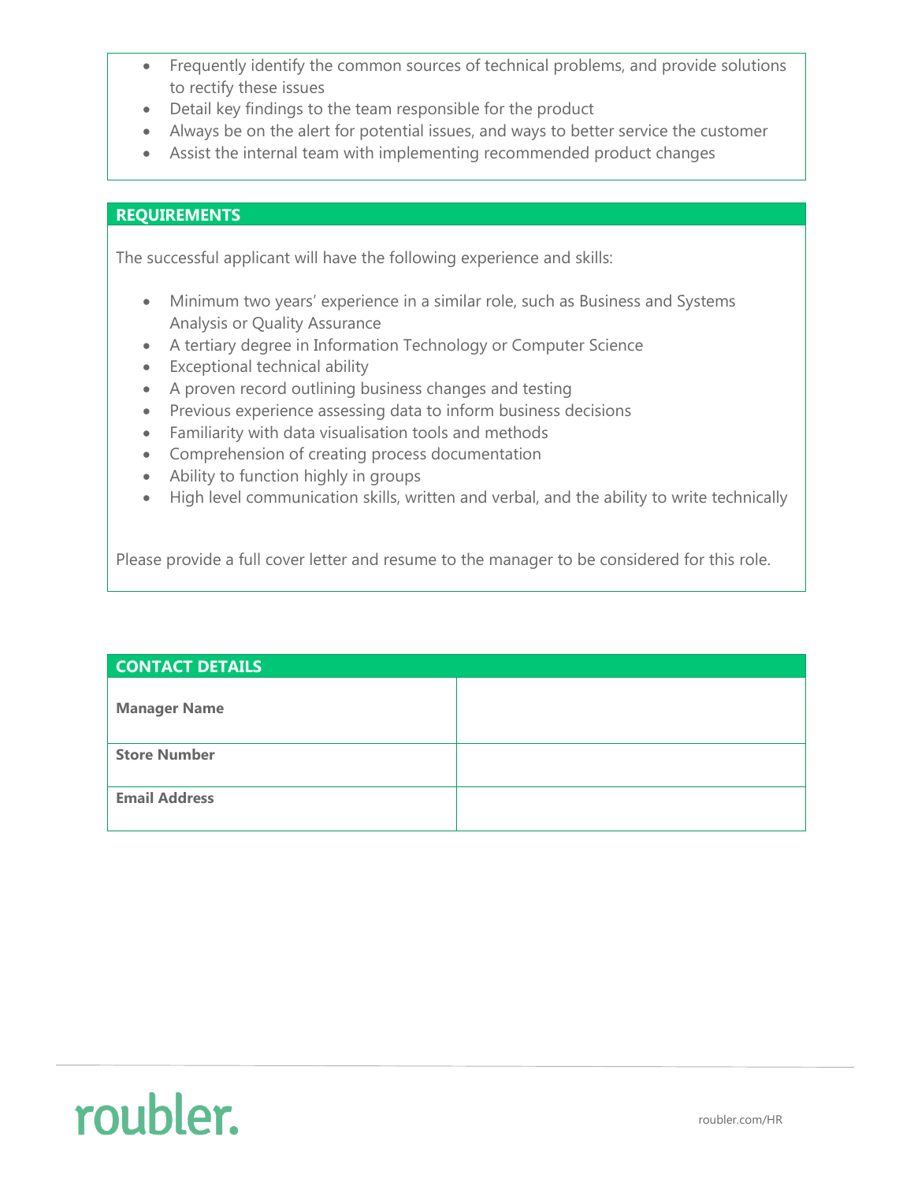- Frequently identify the common sources of technical problems, and provide solutions to rectify these issues
- Detail key findings to the team responsible for the product
- Always be on the alert for potential issues, and ways to better service the customer
- Assist the internal team with implementing recommended product changes

## REQUIREMENTS

The successful applicant will have the following experience and skills:

- Minimum two years' experience in a similar role, such as Business and Systems Analysis or Quality Assurance
- A tertiary degree in Information Technology or Computer Science
- Exceptional technical ability
- A proven record outlining business changes and testing
- Previous experience assessing data to inform business decisions
- Familiarity with data visualisation tools and methods
- Comprehension of creating process documentation
- Ability to function highly in groups
- High level communication skills, written and verbal, and the ability to write technically

Please provide a full cover letter and resume to the manager to be considered for this role.

## CONTACT DETAILS

| | |
|---|---|
| **Manager Name** | |
| **Store Number** | |
| **Email Address** | |